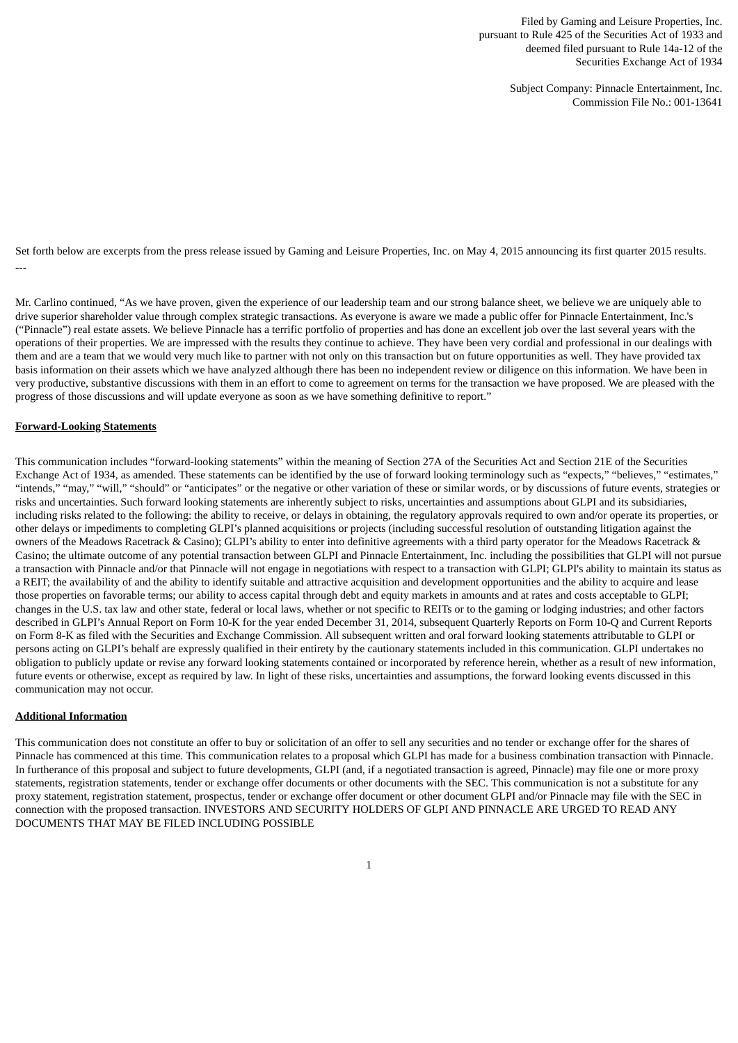Filed by Gaming and Leisure Properties, Inc.
pursuant to Rule 425 of the Securities Act of 1933 and
deemed filed pursuant to Rule 14a-12 of the
Securities Exchange Act of 1934

Subject Company: Pinnacle Entertainment, Inc.
Commission File No.: 001-13641

Set forth below are excerpts from the press release issued by Gaming and Leisure Properties, Inc. on May 4, 2015 announcing its first quarter 2015 results.

---

Mr. Carlino continued, "As we have proven, given the experience of our leadership team and our strong balance sheet, we believe we are uniquely able to drive superior shareholder value through complex strategic transactions. As everyone is aware we made a public offer for Pinnacle Entertainment, Inc.'s ("Pinnacle") real estate assets. We believe Pinnacle has a terrific portfolio of properties and has done an excellent job over the last several years with the operations of their properties. We are impressed with the results they continue to achieve. They have been very cordial and professional in our dealings with them and are a team that we would very much like to partner with not only on this transaction but on future opportunities as well. They have provided tax basis information on their assets which we have analyzed although there has been no independent review or diligence on this information. We have been in very productive, substantive discussions with them in an effort to come to agreement on terms for the transaction we have proposed. We are pleased with the progress of those discussions and will update everyone as soon as we have something definitive to report."

**Forward-Looking Statements**

This communication includes "forward-looking statements" within the meaning of Section 27A of the Securities Act and Section 21E of the Securities Exchange Act of 1934, as amended. These statements can be identified by the use of forward looking terminology such as "expects," "believes," "estimates," "intends," "may," "will," "should" or "anticipates" or the negative or other variation of these or similar words, or by discussions of future events, strategies or risks and uncertainties. Such forward looking statements are inherently subject to risks, uncertainties and assumptions about GLPI and its subsidiaries, including risks related to the following: the ability to receive, or delays in obtaining, the regulatory approvals required to own and/or operate its properties, or other delays or impediments to completing GLPI's planned acquisitions or projects (including successful resolution of outstanding litigation against the owners of the Meadows Racetrack & Casino); GLPI's ability to enter into definitive agreements with a third party operator for the Meadows Racetrack & Casino; the ultimate outcome of any potential transaction between GLPI and Pinnacle Entertainment, Inc. including the possibilities that GLPI will not pursue a transaction with Pinnacle and/or that Pinnacle will not engage in negotiations with respect to a transaction with GLPI; GLPI's ability to maintain its status as a REIT; the availability of and the ability to identify suitable and attractive acquisition and development opportunities and the ability to acquire and lease those properties on favorable terms; our ability to access capital through debt and equity markets in amounts and at rates and costs acceptable to GLPI; changes in the U.S. tax law and other state, federal or local laws, whether or not specific to REITs or to the gaming or lodging industries; and other factors described in GLPI's Annual Report on Form 10-K for the year ended December 31, 2014, subsequent Quarterly Reports on Form 10-Q and Current Reports on Form 8-K as filed with the Securities and Exchange Commission. All subsequent written and oral forward looking statements attributable to GLPI or persons acting on GLPI's behalf are expressly qualified in their entirety by the cautionary statements included in this communication. GLPI undertakes no obligation to publicly update or revise any forward looking statements contained or incorporated by reference herein, whether as a result of new information, future events or otherwise, except as required by law. In light of these risks, uncertainties and assumptions, the forward looking events discussed in this communication may not occur.

**Additional Information**

This communication does not constitute an offer to buy or solicitation of an offer to sell any securities and no tender or exchange offer for the shares of Pinnacle has commenced at this time. This communication relates to a proposal which GLPI has made for a business combination transaction with Pinnacle. In furtherance of this proposal and subject to future developments, GLPI (and, if a negotiated transaction is agreed, Pinnacle) may file one or more proxy statements, registration statements, tender or exchange offer documents or other documents with the SEC. This communication is not a substitute for any proxy statement, registration statement, prospectus, tender or exchange offer document or other document GLPI and/or Pinnacle may file with the SEC in connection with the proposed transaction. INVESTORS AND SECURITY HOLDERS OF GLPI AND PINNACLE ARE URGED TO READ ANY DOCUMENTS THAT MAY BE FILED INCLUDING POSSIBLE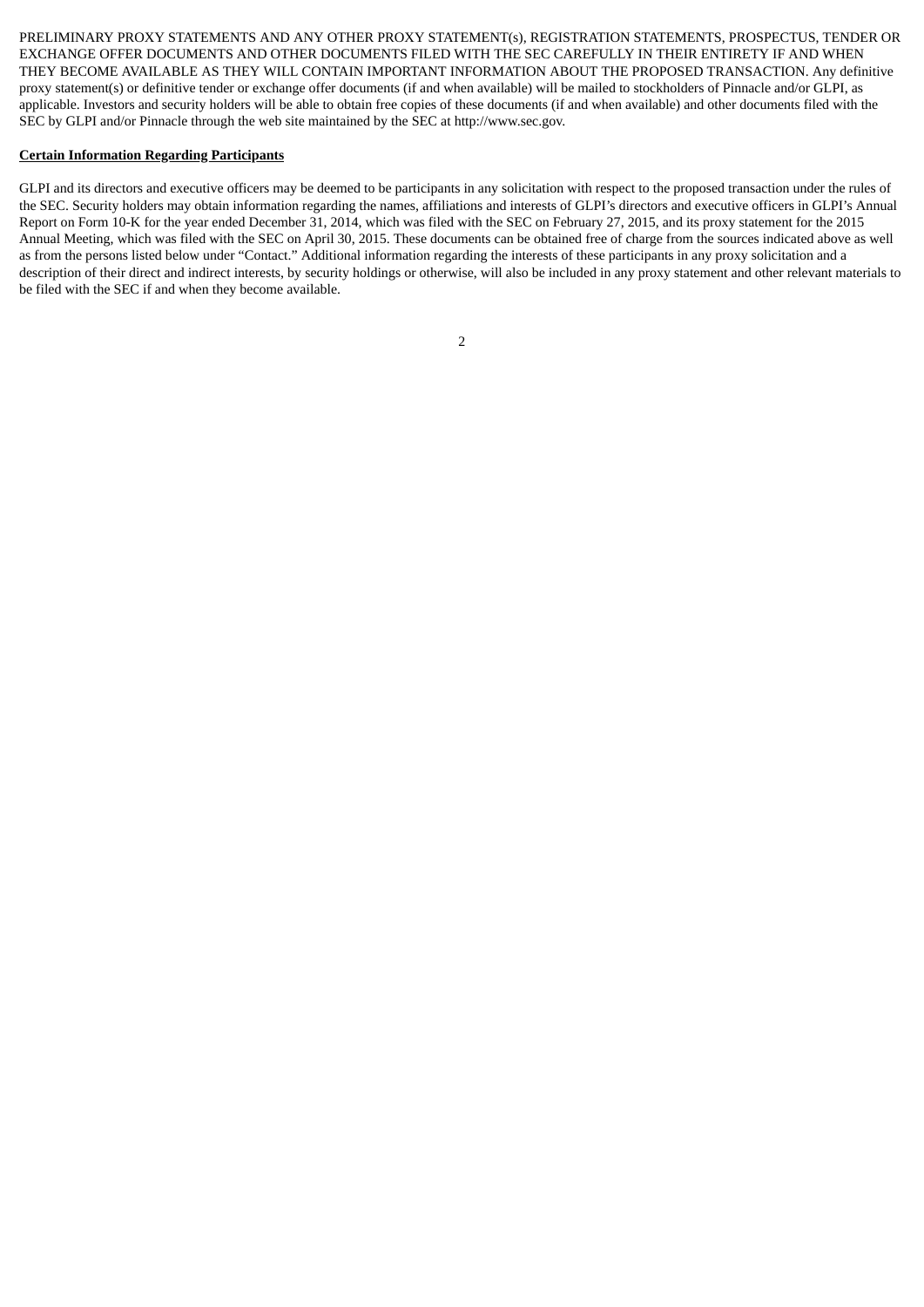PRELIMINARY PROXY STATEMENTS AND ANY OTHER PROXY STATEMENT(s), REGISTRATION STATEMENTS, PROSPECTUS, TENDER OR EXCHANGE OFFER DOCUMENTS AND OTHER DOCUMENTS FILED WITH THE SEC CAREFULLY IN THEIR ENTIRETY IF AND WHEN THEY BECOME AVAILABLE AS THEY WILL CONTAIN IMPORTANT INFORMATION ABOUT THE PROPOSED TRANSACTION. Any definitive proxy statement(s) or definitive tender or exchange offer documents (if and when available) will be mailed to stockholders of Pinnacle and/or GLPI, as applicable. Investors and security holders will be able to obtain free copies of these documents (if and when available) and other documents filed with the SEC by GLPI and/or Pinnacle through the web site maintained by the SEC at http://www.sec.gov.

**Certain Information Regarding Participants**

GLPI and its directors and executive officers may be deemed to be participants in any solicitation with respect to the proposed transaction under the rules of the SEC. Security holders may obtain information regarding the names, affiliations and interests of GLPI's directors and executive officers in GLPI's Annual Report on Form 10-K for the year ended December 31, 2014, which was filed with the SEC on February 27, 2015, and its proxy statement for the 2015 Annual Meeting, which was filed with the SEC on April 30, 2015. These documents can be obtained free of charge from the sources indicated above as well as from the persons listed below under "Contact." Additional information regarding the interests of these participants in any proxy solicitation and a description of their direct and indirect interests, by security holdings or otherwise, will also be included in any proxy statement and other relevant materials to be filed with the SEC if and when they become available.